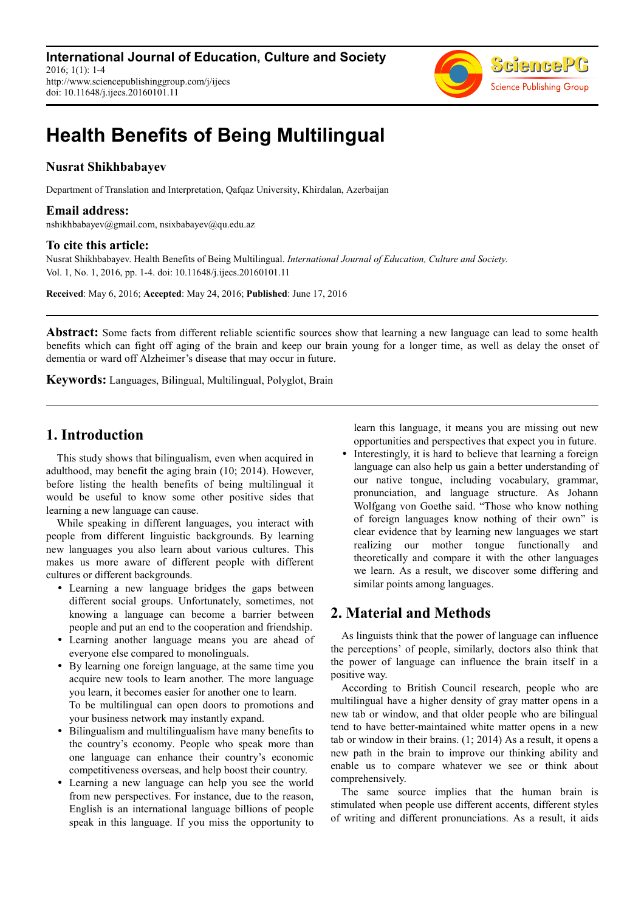**International Journal of Education, Culture and Society**
2016; 1(1): 1-4
http://www.sciencepublishinggroup.com/j/ijecs
doi: 10.11648/j.ijecs.20160101.11

# Health Benefits of Being Multilingual

**Nusrat Shikhbabayev**

Department of Translation and Interpretation, Qafqaz University, Khirdalan, Azerbaijan

### Email address:

nshikhbabayev@gmail.com, nsixbabayev@qu.edu.az

### To cite this article:

Nusrat Shikhbabayev. Health Benefits of Being Multilingual. *International Journal of Education, Culture and Society.* Vol. 1, No. 1, 2016, pp. 1-4. doi: 10.11648/j.ijecs.20160101.11

**Received**: May 6, 2016; **Accepted**: May 24, 2016; **Published**: June 17, 2016

---

**Abstract:** Some facts from different reliable scientific sources show that learning a new language can lead to some health benefits which can fight off aging of the brain and keep our brain young for a longer time, as well as delay the onset of dementia or ward off Alzheimer's disease that may occur in future.

**Keywords:** Languages, Bilingual, Multilingual, Polyglot, Brain

---

## 1. Introduction

This study shows that bilingualism, even when acquired in adulthood, may benefit the aging brain (10; 2014). However, before listing the health benefits of being multilingual it would be useful to know some other positive sides that learning a new language can cause.

While speaking in different languages, you interact with people from different linguistic backgrounds. By learning new languages you also learn about various cultures. This makes us more aware of different people with different cultures or different backgrounds.

- Learning a new language bridges the gaps between different social groups. Unfortunately, sometimes, not knowing a language can become a barrier between people and put an end to the cooperation and friendship.
- Learning another language means you are ahead of everyone else compared to monolinguals.
- By learning one foreign language, at the same time you acquire new tools to learn another. The more language you learn, it becomes easier for another one to learn.
  To be multilingual can open doors to promotions and your business network may instantly expand.
- Bilingualism and multilingualism have many benefits to the country's economy. People who speak more than one language can enhance their country's economic competitiveness overseas, and help boost their country.
- Learning a new language can help you see the world from new perspectives. For instance, due to the reason, English is an international language billions of people speak in this language. If you miss the opportunity to learn this language, it means you are missing out new opportunities and perspectives that expect you in future.
- Interestingly, it is hard to believe that learning a foreign language can also help us gain a better understanding of our native tongue, including vocabulary, grammar, pronunciation, and language structure. As Johann Wolfgang von Goethe said. "Those who know nothing of foreign languages know nothing of their own" is clear evidence that by learning new languages we start realizing our mother tongue functionally and theoretically and compare it with the other languages we learn. As a result, we discover some differing and similar points among languages.

## 2. Material and Methods

As linguists think that the power of language can influence the perceptions' of people, similarly, doctors also think that the power of language can influence the brain itself in a positive way.

According to British Council research, people who are multilingual have a higher density of gray matter opens in a new tab or window, and that older people who are bilingual tend to have better-maintained white matter opens in a new tab or window in their brains. (1; 2014) As a result, it opens a new path in the brain to improve our thinking ability and enable us to compare whatever we see or think about comprehensively.

The same source implies that the human brain is stimulated when people use different accents, different styles of writing and different pronunciations. As a result, it aids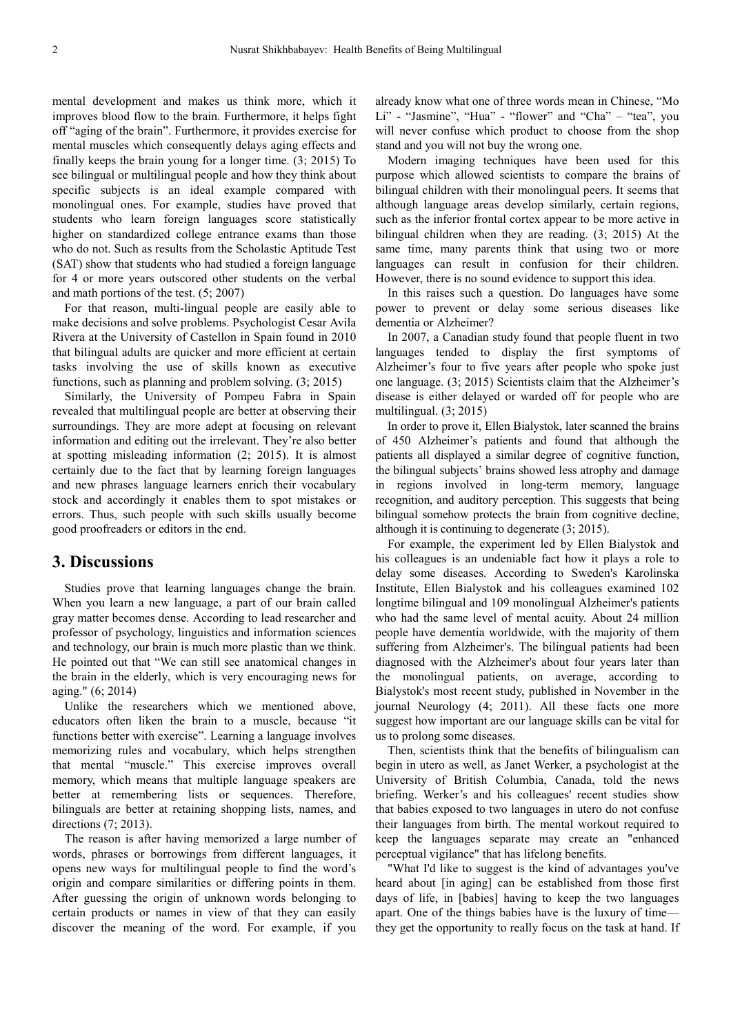mental development and makes us think more, which it improves blood flow to the brain. Furthermore, it helps fight off "aging of the brain". Furthermore, it provides exercise for mental muscles which consequently delays aging effects and finally keeps the brain young for a longer time. (3; 2015) To see bilingual or multilingual people and how they think about specific subjects is an ideal example compared with monolingual ones. For example, studies have proved that students who learn foreign languages score statistically higher on standardized college entrance exams than those who do not. Such as results from the Scholastic Aptitude Test (SAT) show that students who had studied a foreign language for 4 or more years outscored other students on the verbal and math portions of the test. (5; 2007)

For that reason, multi-lingual people are easily able to make decisions and solve problems. Psychologist Cesar Avila Rivera at the University of Castellon in Spain found in 2010 that bilingual adults are quicker and more efficient at certain tasks involving the use of skills known as executive functions, such as planning and problem solving. (3; 2015)

Similarly, the University of Pompeu Fabra in Spain revealed that multilingual people are better at observing their surroundings. They are more adept at focusing on relevant information and editing out the irrelevant. They're also better at spotting misleading information (2; 2015). It is almost certainly due to the fact that by learning foreign languages and new phrases language learners enrich their vocabulary stock and accordingly it enables them to spot mistakes or errors. Thus, such people with such skills usually become good proofreaders or editors in the end.

## 3. Discussions

Studies prove that learning languages change the brain. When you learn a new language, a part of our brain called gray matter becomes dense. According to lead researcher and professor of psychology, linguistics and information sciences and technology, our brain is much more plastic than we think. He pointed out that "We can still see anatomical changes in the brain in the elderly, which is very encouraging news for aging." (6; 2014)

Unlike the researchers which we mentioned above, educators often liken the brain to a muscle, because "it functions better with exercise". Learning a language involves memorizing rules and vocabulary, which helps strengthen that mental "muscle." This exercise improves overall memory, which means that multiple language speakers are better at remembering lists or sequences. Therefore, bilinguals are better at retaining shopping lists, names, and directions (7; 2013).

The reason is after having memorized a large number of words, phrases or borrowings from different languages, it opens new ways for multilingual people to find the word's origin and compare similarities or differing points in them. After guessing the origin of unknown words belonging to certain products or names in view of that they can easily discover the meaning of the word. For example, if you already know what one of three words mean in Chinese, "Mo Li" - "Jasmine", "Hua" - "flower" and "Cha" – "tea", you will never confuse which product to choose from the shop stand and you will not buy the wrong one.

Modern imaging techniques have been used for this purpose which allowed scientists to compare the brains of bilingual children with their monolingual peers. It seems that although language areas develop similarly, certain regions, such as the inferior frontal cortex appear to be more active in bilingual children when they are reading. (3; 2015) At the same time, many parents think that using two or more languages can result in confusion for their children. However, there is no sound evidence to support this idea.

In this raises such a question. Do languages have some power to prevent or delay some serious diseases like dementia or Alzheimer?

In 2007, a Canadian study found that people fluent in two languages tended to display the first symptoms of Alzheimer's four to five years after people who spoke just one language. (3; 2015) Scientists claim that the Alzheimer's disease is either delayed or warded off for people who are multilingual. (3; 2015)

In order to prove it, Ellen Bialystok, later scanned the brains of 450 Alzheimer's patients and found that although the patients all displayed a similar degree of cognitive function, the bilingual subjects' brains showed less atrophy and damage in regions involved in long-term memory, language recognition, and auditory perception. This suggests that being bilingual somehow protects the brain from cognitive decline, although it is continuing to degenerate (3; 2015).

For example, the experiment led by Ellen Bialystok and his colleagues is an undeniable fact how it plays a role to delay some diseases. According to Sweden's Karolinska Institute, Ellen Bialystok and his colleagues examined 102 longtime bilingual and 109 monolingual Alzheimer's patients who had the same level of mental acuity. About 24 million people have dementia worldwide, with the majority of them suffering from Alzheimer's. The bilingual patients had been diagnosed with the Alzheimer's about four years later than the monolingual patients, on average, according to Bialystok's most recent study, published in November in the journal Neurology (4; 2011). All these facts one more suggest how important are our language skills can be vital for us to prolong some diseases.

Then, scientists think that the benefits of bilingualism can begin in utero as well, as Janet Werker, a psychologist at the University of British Columbia, Canada, told the news briefing. Werker's and his colleagues' recent studies show that babies exposed to two languages in utero do not confuse their languages from birth. The mental workout required to keep the languages separate may create an "enhanced perceptual vigilance" that has lifelong benefits.

"What I'd like to suggest is the kind of advantages you've heard about [in aging] can be established from those first days of life, in [babies] having to keep the two languages apart. One of the things babies have is the luxury of time—they get the opportunity to really focus on the task at hand. If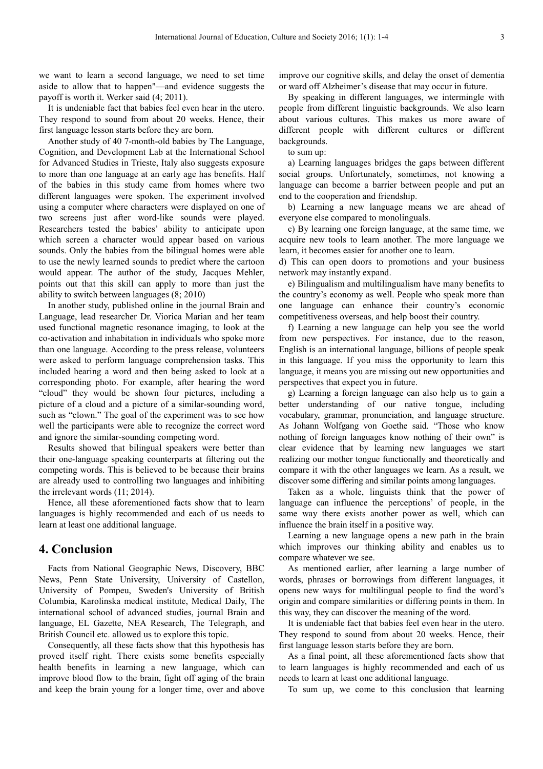we want to learn a second language, we need to set time aside to allow that to happen"—and evidence suggests the payoff is worth it. Werker said (4; 2011).

It is undeniable fact that babies feel even hear in the utero. They respond to sound from about 20 weeks. Hence, their first language lesson starts before they are born.

Another study of 40 7-month-old babies by The Language, Cognition, and Development Lab at the International School for Advanced Studies in Trieste, Italy also suggests exposure to more than one language at an early age has benefits. Half of the babies in this study came from homes where two different languages were spoken. The experiment involved using a computer where characters were displayed on one of two screens just after word-like sounds were played. Researchers tested the babies' ability to anticipate upon which screen a character would appear based on various sounds. Only the babies from the bilingual homes were able to use the newly learned sounds to predict where the cartoon would appear. The author of the study, Jacques Mehler, points out that this skill can apply to more than just the ability to switch between languages (8; 2010)

In another study, published online in the journal Brain and Language, lead researcher Dr. Viorica Marian and her team used functional magnetic resonance imaging, to look at the co-activation and inhabitation in individuals who spoke more than one language. According to the press release, volunteers were asked to perform language comprehension tasks. This included hearing a word and then being asked to look at a corresponding photo. For example, after hearing the word "cloud" they would be shown four pictures, including a picture of a cloud and a picture of a similar-sounding word, such as "clown." The goal of the experiment was to see how well the participants were able to recognize the correct word and ignore the similar-sounding competing word.

Results showed that bilingual speakers were better than their one-language speaking counterparts at filtering out the competing words. This is believed to be because their brains are already used to controlling two languages and inhibiting the irrelevant words (11; 2014).

Hence, all these aforementioned facts show that to learn languages is highly recommended and each of us needs to learn at least one additional language.

## 4. Conclusion

Facts from National Geographic News, Discovery, BBC News, Penn State University, University of Castellon, University of Pompeu, Sweden's University of British Columbia, Karolinska medical institute, Medical Daily, The international school of advanced studies, journal Brain and language, EL Gazette, NEA Research, The Telegraph, and British Council etc. allowed us to explore this topic.

Consequently, all these facts show that this hypothesis has proved itself right. There exists some benefits especially health benefits in learning a new language, which can improve blood flow to the brain, fight off aging of the brain and keep the brain young for a longer time, over and above improve our cognitive skills, and delay the onset of dementia or ward off Alzheimer's disease that may occur in future.

By speaking in different languages, we intermingle with people from different linguistic backgrounds. We also learn about various cultures. This makes us more aware of different people with different cultures or different backgrounds.

to sum up:

a) Learning languages bridges the gaps between different social groups. Unfortunately, sometimes, not knowing a language can become a barrier between people and put an end to the cooperation and friendship.

b) Learning a new language means we are ahead of everyone else compared to monolinguals.

c) By learning one foreign language, at the same time, we acquire new tools to learn another. The more language we learn, it becomes easier for another one to learn.

d) This can open doors to promotions and your business network may instantly expand.

e) Bilingualism and multilingualism have many benefits to the country's economy as well. People who speak more than one language can enhance their country's economic competitiveness overseas, and help boost their country.

f) Learning a new language can help you see the world from new perspectives. For instance, due to the reason, English is an international language, billions of people speak in this language. If you miss the opportunity to learn this language, it means you are missing out new opportunities and perspectives that expect you in future.

g) Learning a foreign language can also help us to gain a better understanding of our native tongue, including vocabulary, grammar, pronunciation, and language structure. As Johann Wolfgang von Goethe said. "Those who know nothing of foreign languages know nothing of their own" is clear evidence that by learning new languages we start realizing our mother tongue functionally and theoretically and compare it with the other languages we learn. As a result, we discover some differing and similar points among languages.

Taken as a whole, linguists think that the power of language can influence the perceptions' of people, in the same way there exists another power as well, which can influence the brain itself in a positive way.

Learning a new language opens a new path in the brain which improves our thinking ability and enables us to compare whatever we see.

As mentioned earlier, after learning a large number of words, phrases or borrowings from different languages, it opens new ways for multilingual people to find the word's origin and compare similarities or differing points in them. In this way, they can discover the meaning of the word.

It is undeniable fact that babies feel even hear in the utero. They respond to sound from about 20 weeks. Hence, their first language lesson starts before they are born.

As a final point, all these aforementioned facts show that to learn languages is highly recommended and each of us needs to learn at least one additional language.

To sum up, we come to this conclusion that learning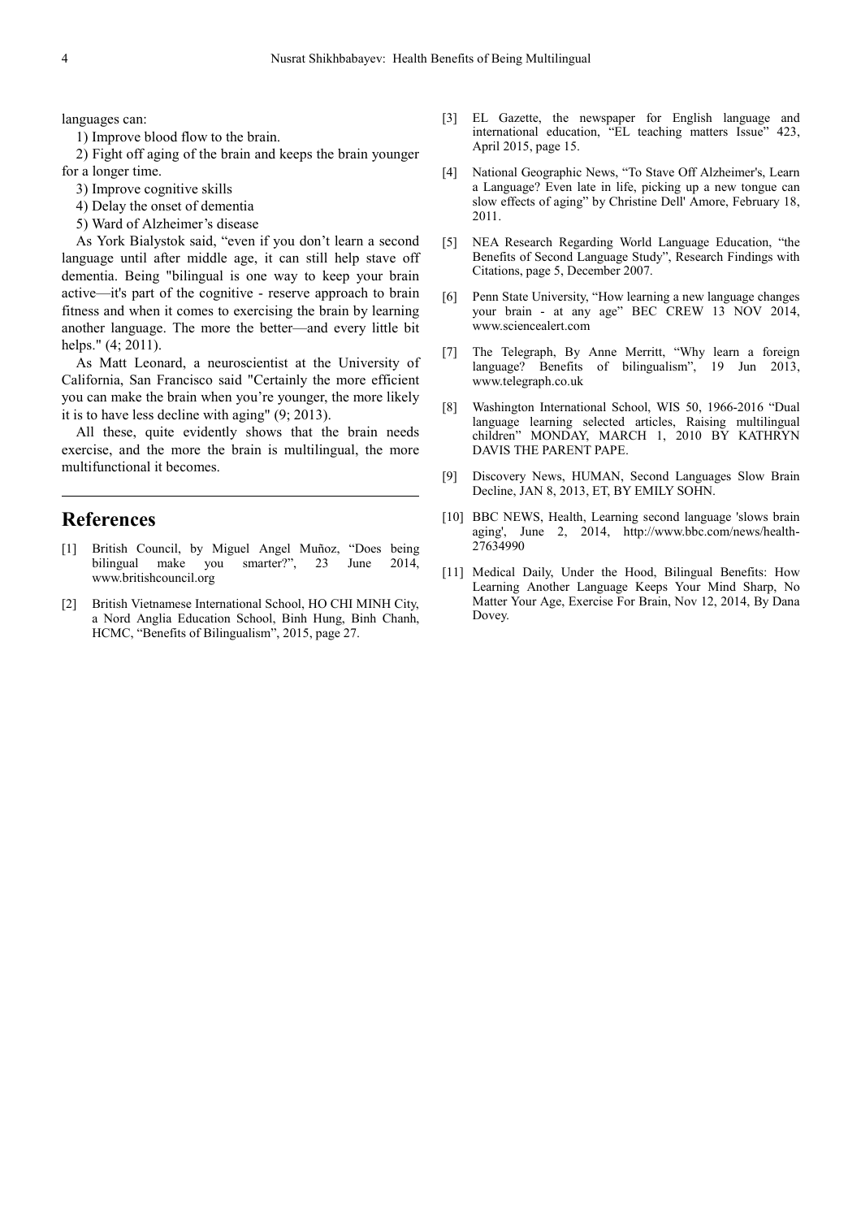languages can:

1) Improve blood flow to the brain.

2) Fight off aging of the brain and keeps the brain younger for a longer time.

3) Improve cognitive skills

4) Delay the onset of dementia

5) Ward of Alzheimer's disease

As York Bialystok said, "even if you don't learn a second language until after middle age, it can still help stave off dementia. Being "bilingual is one way to keep your brain active—it's part of the cognitive - reserve approach to brain fitness and when it comes to exercising the brain by learning another language. The more the better—and every little bit helps." (4; 2011).

As Matt Leonard, a neuroscientist at the University of California, San Francisco said "Certainly the more efficient you can make the brain when you're younger, the more likely it is to have less decline with aging" (9; 2013).

All these, quite evidently shows that the brain needs exercise, and the more the brain is multilingual, the more multifunctional it becomes.

# References

[1] British Council, by Miguel Angel Muñoz, "Does being bilingual make you smarter?", 23 June 2014, www.britishcouncil.org

[2] British Vietnamese International School, HO CHI MINH City, a Nord Anglia Education School, Binh Hung, Binh Chanh, HCMC, "Benefits of Bilingualism", 2015, page 27.

[3] EL Gazette, the newspaper for English language and international education, "EL teaching matters Issue" 423, April 2015, page 15.

[4] National Geographic News, "To Stave Off Alzheimer's, Learn a Language? Even late in life, picking up a new tongue can slow effects of aging" by Christine Dell' Amore, February 18, 2011.

[5] NEA Research Regarding World Language Education, "the Benefits of Second Language Study", Research Findings with Citations, page 5, December 2007.

[6] Penn State University, "How learning a new language changes your brain - at any age" BEC CREW 13 NOV 2014, www.sciencealert.com

[7] The Telegraph, By Anne Merritt, "Why learn a foreign language? Benefits of bilingualism", 19 Jun 2013, www.telegraph.co.uk

[8] Washington International School, WIS 50, 1966-2016 "Dual language learning selected articles, Raising multilingual children" MONDAY, MARCH 1, 2010 BY KATHRYN DAVIS THE PARENT PAPE.

[9] Discovery News, HUMAN, Second Languages Slow Brain Decline, JAN 8, 2013, ET, BY EMILY SOHN.

[10] BBC NEWS, Health, Learning second language 'slows brain aging', June 2, 2014, http://www.bbc.com/news/health-27634990

[11] Medical Daily, Under the Hood, Bilingual Benefits: How Learning Another Language Keeps Your Mind Sharp, No Matter Your Age, Exercise For Brain, Nov 12, 2014, By Dana Dovey.